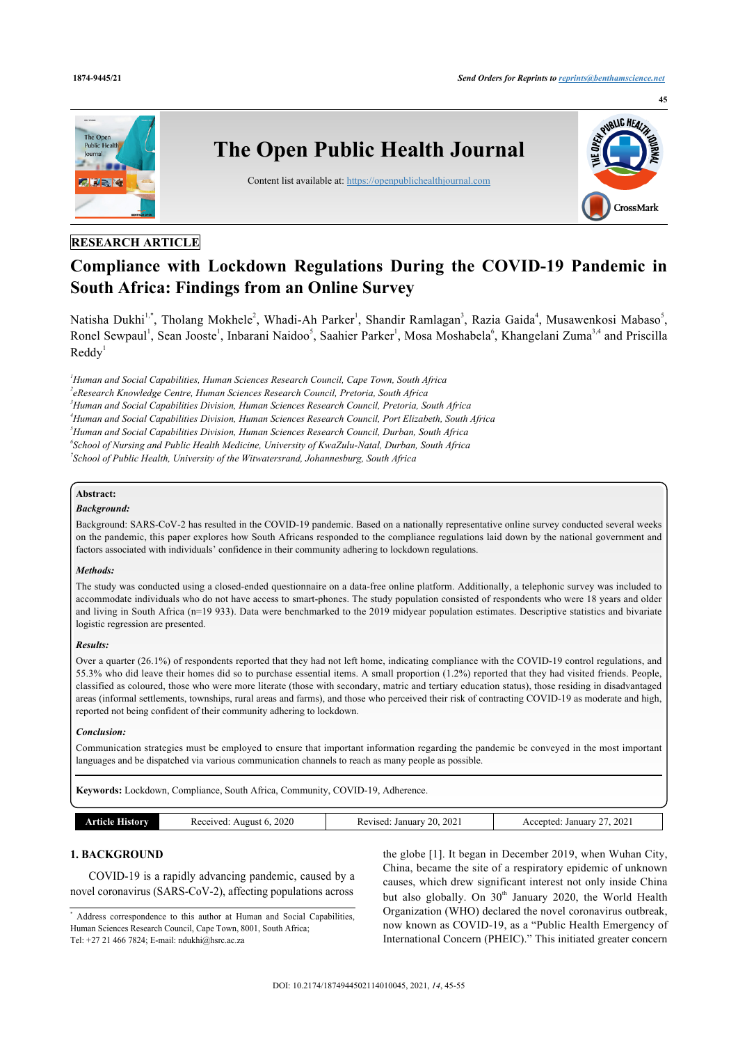RESEARCH ARTICLE

# Compliance with Lockdown Regulations During the COVID-19 Pandemic in South Africa: Findings from an Online Survey

Natisha Dukhi[1,*], Tholang Mokhele[2], Whadi-Ah Parker[1], Shandir Ramlagan[3], Razia Gaida[4], Musawenkosi Mabaso[5], Ronel Sewpaul[1], Sean Jooste[1], Inbarani Naidoo[5], Saahier Parker[1], Mosa Moshabela[6], Khangelani Zuma[3,4] and Priscilla Reddy[1]

[1]*Human and Social Capabilities, Human Sciences Research Council, Cape Town, South Africa*
[2]*eResearch Knowledge Centre, Human Sciences Research Council, Pretoria, South Africa*
[3]*Human and Social Capabilities Division, Human Sciences Research Council, Pretoria, South Africa*
[4]*Human and Social Capabilities Division, Human Sciences Research Council, Port Elizabeth, South Africa*
[5]*Human and Social Capabilities Division, Human Sciences Research Council, Durban, South Africa*
[6]*School of Nursing and Public Health Medicine, University of KwaZulu-Natal, Durban, South Africa*
[7]*School of Public Health, University of the Witwatersrand, Johannesburg, South Africa*

**Abstract:**

***Background:***

Background: SARS-CoV-2 has resulted in the COVID-19 pandemic. Based on a nationally representative online survey conducted several weeks on the pandemic, this paper explores how South Africans responded to the compliance regulations laid down by the national government and factors associated with individuals' confidence in their community adhering to lockdown regulations.

***Methods:***

The study was conducted using a closed-ended questionnaire on a data-free online platform. Additionally, a telephonic survey was included to accommodate individuals who do not have access to smart-phones. The study population consisted of respondents who were 18 years and older and living in South Africa (n=19 933). Data were benchmarked to the 2019 midyear population estimates. Descriptive statistics and bivariate logistic regression are presented.

***Results:***

Over a quarter (26.1%) of respondents reported that they had not left home, indicating compliance with the COVID-19 control regulations, and 55.3% who did leave their homes did so to purchase essential items. A small proportion (1.2%) reported that they had visited friends. People, classified as coloured, those who were more literate (those with secondary, matric and tertiary education status), those residing in disadvantaged areas (informal settlements, townships, rural areas and farms), and those who perceived their risk of contracting COVID-19 as moderate and high, reported not being confident of their community adhering to lockdown.

***Conclusion:***

Communication strategies must be employed to ensure that important information regarding the pandemic be conveyed in the most important languages and be dispatched via various communication channels to reach as many people as possible.

**Keywords:** Lockdown, Compliance, South Africa, Community, COVID-19, Adherence.

| Article History | Received: August 6, 2020 | Revised: January 20, 2021 | Accepted: January 27, 2021 |
|---|---|---|---|

## 1. BACKGROUND

COVID-19 is a rapidly advancing pandemic, caused by a novel coronavirus (SARS-CoV-2), affecting populations across the globe [1]. It began in December 2019, when Wuhan City, China, became the site of a respiratory epidemic of unknown causes, which drew significant interest not only inside China but also globally. On 30th January 2020, the World Health Organization (WHO) declared the novel coronavirus outbreak, now known as COVID-19, as a "Public Health Emergency of International Concern (PHEIC)." This initiated greater concern

[*] Address correspondence to this author at Human and Social Capabilities, Human Sciences Research Council, Cape Town, 8001, South Africa; Tel: +27 21 466 7824; E-mail: ndukhi@hsrc.ac.za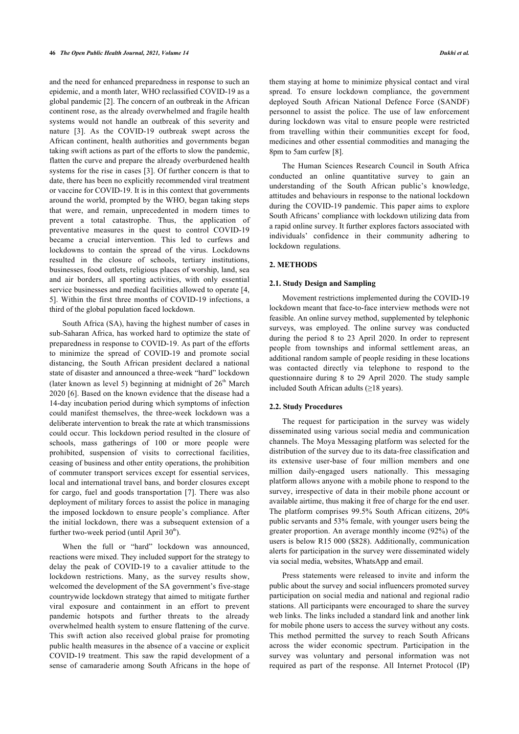and the need for enhanced preparedness in response to such an epidemic, and a month later, WHO reclassified COVID-19 as a global pandemic [2]. The concern of an outbreak in the African continent rose, as the already overwhelmed and fragile health systems would not handle an outbreak of this severity and nature [3]. As the COVID-19 outbreak swept across the African continent, health authorities and governments began taking swift actions as part of the efforts to slow the pandemic, flatten the curve and prepare the already overburdened health systems for the rise in cases [3]. Of further concern is that to date, there has been no explicitly recommended viral treatment or vaccine for COVID-19. It is in this context that governments around the world, prompted by the WHO, began taking steps that were, and remain, unprecedented in modern times to prevent a total catastrophe. Thus, the application of preventative measures in the quest to control COVID-19 became a crucial intervention. This led to curfews and lockdowns to contain the spread of the virus. Lockdowns resulted in the closure of schools, tertiary institutions, businesses, food outlets, religious places of worship, land, sea and air borders, all sporting activities, with only essential service businesses and medical facilities allowed to operate [4, 5]. Within the first three months of COVID-19 infections, a third of the global population faced lockdown.

South Africa (SA), having the highest number of cases in sub-Saharan Africa, has worked hard to optimize the state of preparedness in response to COVID-19. As part of the efforts to minimize the spread of COVID-19 and promote social distancing, the South African president declared a national state of disaster and announced a three-week "hard" lockdown (later known as level 5) beginning at midnight of 26th March 2020 [6]. Based on the known evidence that the disease had a 14-day incubation period during which symptoms of infection could manifest themselves, the three-week lockdown was a deliberate intervention to break the rate at which transmissions could occur. This lockdown period resulted in the closure of schools, mass gatherings of 100 or more people were prohibited, suspension of visits to correctional facilities, ceasing of business and other entity operations, the prohibition of commuter transport services except for essential services, local and international travel bans, and border closures except for cargo, fuel and goods transportation [7]. There was also deployment of military forces to assist the police in managing the imposed lockdown to ensure people's compliance. After the initial lockdown, there was a subsequent extension of a further two-week period (until April 30th).

When the full or "hard" lockdown was announced, reactions were mixed. They included support for the strategy to delay the peak of COVID-19 to a cavalier attitude to the lockdown restrictions. Many, as the survey results show, welcomed the development of the SA government's five-stage countrywide lockdown strategy that aimed to mitigate further viral exposure and containment in an effort to prevent pandemic hotspots and further threats to the already overwhelmed health system to ensure flattening of the curve. This swift action also received global praise for promoting public health measures in the absence of a vaccine or explicit COVID-19 treatment. This saw the rapid development of a sense of camaraderie among South Africans in the hope of them staying at home to minimize physical contact and viral spread. To ensure lockdown compliance, the government deployed South African National Defence Force (SANDF) personnel to assist the police. The use of law enforcement during lockdown was vital to ensure people were restricted from travelling within their communities except for food, medicines and other essential commodities and managing the 8pm to 5am curfew [8].

The Human Sciences Research Council in South Africa conducted an online quantitative survey to gain an understanding of the South African public's knowledge, attitudes and behaviours in response to the national lockdown during the COVID-19 pandemic. This paper aims to explore South Africans' compliance with lockdown utilizing data from a rapid online survey. It further explores factors associated with individuals' confidence in their community adhering to lockdown regulations.

## 2. METHODS

### 2.1. Study Design and Sampling

Movement restrictions implemented during the COVID-19 lockdown meant that face-to-face interview methods were not feasible. An online survey method, supplemented by telephonic surveys, was employed. The online survey was conducted during the period 8 to 23 April 2020. In order to represent people from townships and informal settlement areas, an additional random sample of people residing in these locations was contacted directly via telephone to respond to the questionnaire during 8 to 29 April 2020. The study sample included South African adults (≥18 years).

### 2.2. Study Procedures

The request for participation in the survey was widely disseminated using various social media and communication channels. The Moya Messaging platform was selected for the distribution of the survey due to its data-free classification and its extensive user-base of four million members and one million daily-engaged users nationally. This messaging platform allows anyone with a mobile phone to respond to the survey, irrespective of data in their mobile phone account or available airtime, thus making it free of charge for the end user. The platform comprises 99.5% South African citizens, 20% public servants and 53% female, with younger users being the greater proportion. An average monthly income (92%) of the users is below R15 000 ($828). Additionally, communication alerts for participation in the survey were disseminated widely via social media, websites, WhatsApp and email.

Press statements were released to invite and inform the public about the survey and social influencers promoted survey participation on social media and national and regional radio stations. All participants were encouraged to share the survey web links. The links included a standard link and another link for mobile phone users to access the survey without any costs. This method permitted the survey to reach South Africans across the wider economic spectrum. Participation in the survey was voluntary and personal information was not required as part of the response. All Internet Protocol (IP)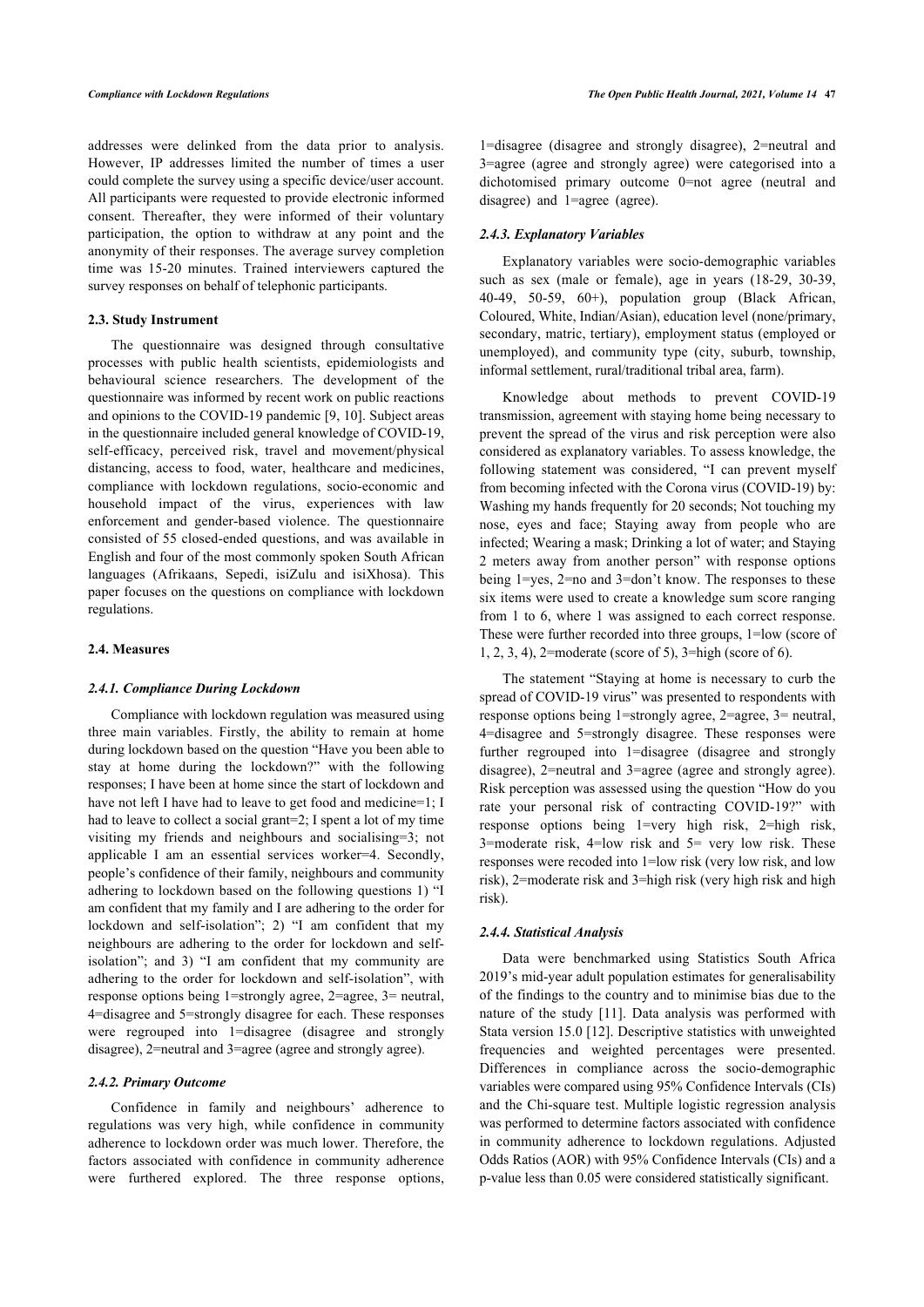addresses were delinked from the data prior to analysis. However, IP addresses limited the number of times a user could complete the survey using a specific device/user account. All participants were requested to provide electronic informed consent. Thereafter, they were informed of their voluntary participation, the option to withdraw at any point and the anonymity of their responses. The average survey completion time was 15-20 minutes. Trained interviewers captured the survey responses on behalf of telephonic participants.

### 2.3. Study Instrument

The questionnaire was designed through consultative processes with public health scientists, epidemiologists and behavioural science researchers. The development of the questionnaire was informed by recent work on public reactions and opinions to the COVID-19 pandemic [9, 10]. Subject areas in the questionnaire included general knowledge of COVID-19, self-efficacy, perceived risk, travel and movement/physical distancing, access to food, water, healthcare and medicines, compliance with lockdown regulations, socio-economic and household impact of the virus, experiences with law enforcement and gender-based violence. The questionnaire consisted of 55 closed-ended questions, and was available in English and four of the most commonly spoken South African languages (Afrikaans, Sepedi, isiZulu and isiXhosa). This paper focuses on the questions on compliance with lockdown regulations.

### 2.4. Measures

#### *2.4.1. Compliance During Lockdown*

Compliance with lockdown regulation was measured using three main variables. Firstly, the ability to remain at home during lockdown based on the question "Have you been able to stay at home during the lockdown?" with the following responses; I have been at home since the start of lockdown and have not left I have had to leave to get food and medicine=1; I had to leave to collect a social grant=2; I spent a lot of my time visiting my friends and neighbours and socialising=3; not applicable I am an essential services worker=4. Secondly, people's confidence of their family, neighbours and community adhering to lockdown based on the following questions 1) "I am confident that my family and I are adhering to the order for lockdown and self-isolation"; 2) "I am confident that my neighbours are adhering to the order for lockdown and self-isolation"; and 3) "I am confident that my community are adhering to the order for lockdown and self-isolation", with response options being 1=strongly agree, 2=agree, 3= neutral, 4=disagree and 5=strongly disagree for each. These responses were regrouped into 1=disagree (disagree and strongly disagree), 2=neutral and 3=agree (agree and strongly agree).

#### *2.4.2. Primary Outcome*

Confidence in family and neighbours' adherence to regulations was very high, while confidence in community adherence to lockdown order was much lower. Therefore, the factors associated with confidence in community adherence were furthered explored. The three response options, 1=disagree (disagree and strongly disagree), 2=neutral and 3=agree (agree and strongly agree) were categorised into a dichotomised primary outcome 0=not agree (neutral and disagree) and 1=agree (agree).

#### *2.4.3. Explanatory Variables*

Explanatory variables were socio-demographic variables such as sex (male or female), age in years (18-29, 30-39, 40-49, 50-59, 60+), population group (Black African, Coloured, White, Indian/Asian), education level (none/primary, secondary, matric, tertiary), employment status (employed or unemployed), and community type (city, suburb, township, informal settlement, rural/traditional tribal area, farm).

Knowledge about methods to prevent COVID-19 transmission, agreement with staying home being necessary to prevent the spread of the virus and risk perception were also considered as explanatory variables. To assess knowledge, the following statement was considered, "I can prevent myself from becoming infected with the Corona virus (COVID-19) by: Washing my hands frequently for 20 seconds; Not touching my nose, eyes and face; Staying away from people who are infected; Wearing a mask; Drinking a lot of water; and Staying 2 meters away from another person" with response options being 1=yes, 2=no and 3=don't know. The responses to these six items were used to create a knowledge sum score ranging from 1 to 6, where 1 was assigned to each correct response. These were further recorded into three groups, 1=low (score of 1, 2, 3, 4), 2=moderate (score of 5), 3=high (score of 6).

The statement "Staying at home is necessary to curb the spread of COVID-19 virus" was presented to respondents with response options being 1=strongly agree, 2=agree, 3= neutral, 4=disagree and 5=strongly disagree. These responses were further regrouped into 1=disagree (disagree and strongly disagree), 2=neutral and 3=agree (agree and strongly agree). Risk perception was assessed using the question "How do you rate your personal risk of contracting COVID-19?" with response options being 1=very high risk, 2=high risk, 3=moderate risk, 4=low risk and 5= very low risk. These responses were recoded into 1=low risk (very low risk, and low risk), 2=moderate risk and 3=high risk (very high risk and high risk).

#### *2.4.4. Statistical Analysis*

Data were benchmarked using Statistics South Africa 2019's mid-year adult population estimates for generalisability of the findings to the country and to minimise bias due to the nature of the study [11]. Data analysis was performed with Stata version 15.0 [12]. Descriptive statistics with unweighted frequencies and weighted percentages were presented. Differences in compliance across the socio-demographic variables were compared using 95% Confidence Intervals (CIs) and the Chi-square test. Multiple logistic regression analysis was performed to determine factors associated with confidence in community adherence to lockdown regulations. Adjusted Odds Ratios (AOR) with 95% Confidence Intervals (CIs) and a p-value less than 0.05 were considered statistically significant.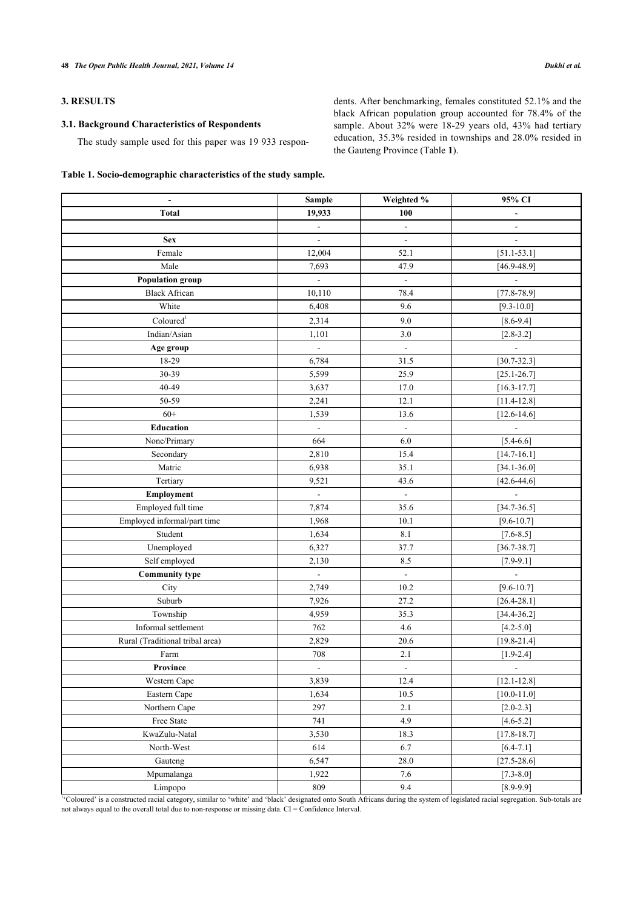## 3. RESULTS

### 3.1. Background Characteristics of Respondents

The study sample used for this paper was 19 933 respondents. After benchmarking, females constituted 52.1% and the black African population group accounted for 78.4% of the sample. About 32% were 18-29 years old, 43% had tertiary education, 35.3% resided in townships and 28.0% resided in the Gauteng Province (Table **1**).

**Table 1. Socio-demographic characteristics of the study sample.**

| - | Sample | Weighted % | 95% CI |
|---|---|---|---|
| **Total** | **19,933** | **100** | - |
| | - | - | - |
| **Sex** | - | - | - |
| Female | 12,004 | 52.1 | [51.1-53.1] |
| Male | 7,693 | 47.9 | [46.9-48.9] |
| **Population group** | - | - | - |
| Black African | 10,110 | 78.4 | [77.8-78.9] |
| White | 6,408 | 9.6 | [9.3-10.0] |
| Coloured[1] | 2,314 | 9.0 | [8.6-9.4] |
| Indian/Asian | 1,101 | 3.0 | [2.8-3.2] |
| **Age group** | - | - | - |
| 18-29 | 6,784 | 31.5 | [30.7-32.3] |
| 30-39 | 5,599 | 25.9 | [25.1-26.7] |
| 40-49 | 3,637 | 17.0 | [16.3-17.7] |
| 50-59 | 2,241 | 12.1 | [11.4-12.8] |
| 60+ | 1,539 | 13.6 | [12.6-14.6] |
| **Education** | - | - | - |
| None/Primary | 664 | 6.0 | [5.4-6.6] |
| Secondary | 2,810 | 15.4 | [14.7-16.1] |
| Matric | 6,938 | 35.1 | [34.1-36.0] |
| Tertiary | 9,521 | 43.6 | [42.6-44.6] |
| **Employment** | - | - | - |
| Employed full time | 7,874 | 35.6 | [34.7-36.5] |
| Employed informal/part time | 1,968 | 10.1 | [9.6-10.7] |
| Student | 1,634 | 8.1 | [7.6-8.5] |
| Unemployed | 6,327 | 37.7 | [36.7-38.7] |
| Self employed | 2,130 | 8.5 | [7.9-9.1] |
| **Community type** | - | - | - |
| City | 2,749 | 10.2 | [9.6-10.7] |
| Suburb | 7,926 | 27.2 | [26.4-28.1] |
| Township | 4,959 | 35.3 | [34.4-36.2] |
| Informal settlement | 762 | 4.6 | [4.2-5.0] |
| Rural (Traditional tribal area) | 2,829 | 20.6 | [19.8-21.4] |
| Farm | 708 | 2.1 | [1.9-2.4] |
| **Province** | - | - | - |
| Western Cape | 3,839 | 12.4 | [12.1-12.8] |
| Eastern Cape | 1,634 | 10.5 | [10.0-11.0] |
| Northern Cape | 297 | 2.1 | [2.0-2.3] |
| Free State | 741 | 4.9 | [4.6-5.2] |
| KwaZulu-Natal | 3,530 | 18.3 | [17.8-18.7] |
| North-West | 614 | 6.7 | [6.4-7.1] |
| Gauteng | 6,547 | 28.0 | [27.5-28.6] |
| Mpumalanga | 1,922 | 7.6 | [7.3-8.0] |
| Limpopo | 809 | 9.4 | [8.9-9.9] |

[1]'Coloured' is a constructed racial category, similar to 'white' and 'black' designated onto South Africans during the system of legislated racial segregation. Sub-totals are not always equal to the overall total due to non-response or missing data. CI = Confidence Interval.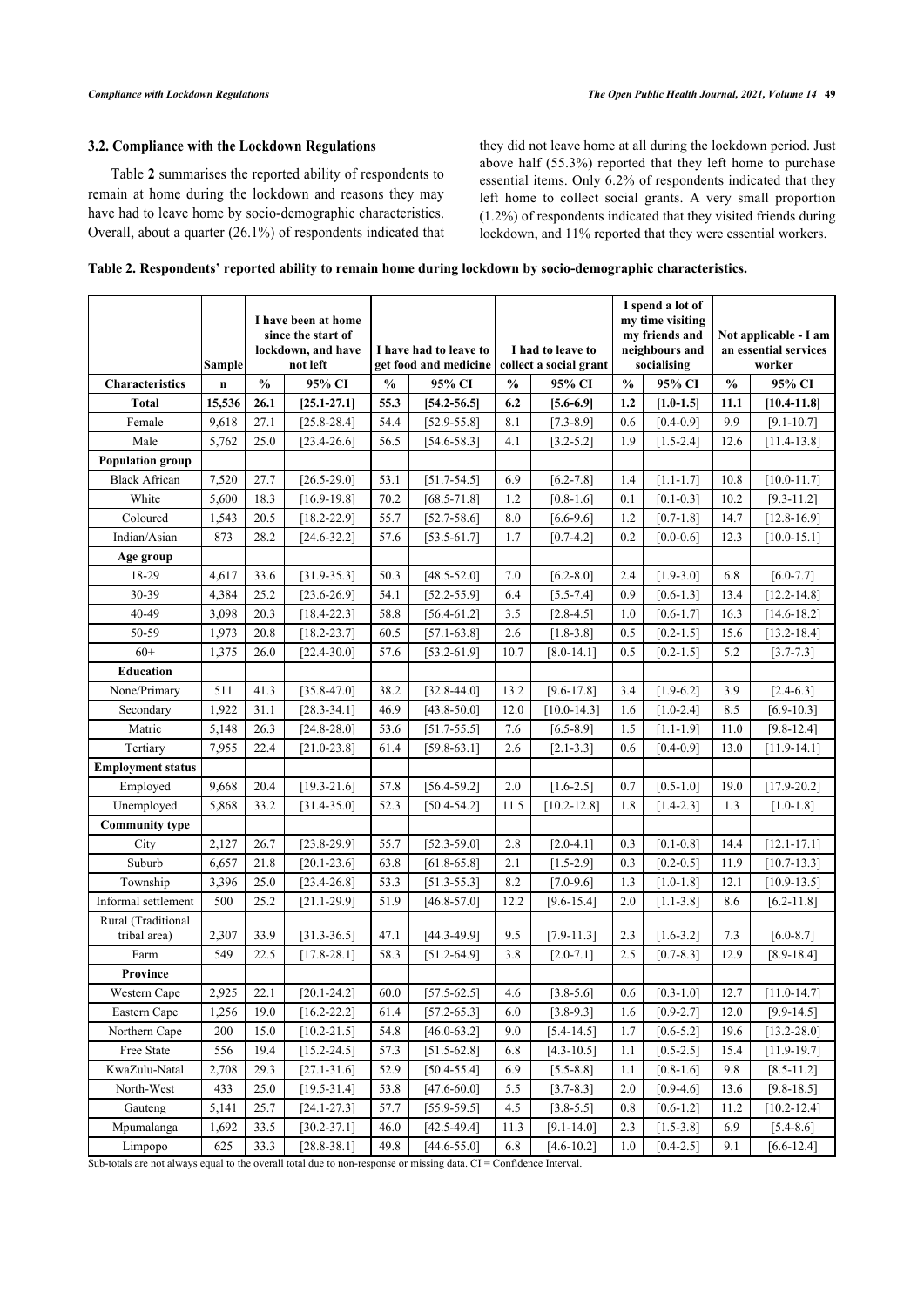### 3.2. Compliance with the Lockdown Regulations

Table **2** summarises the reported ability of respondents to remain at home during the lockdown and reasons they may have had to leave home by socio-demographic characteristics. Overall, about a quarter (26.1%) of respondents indicated that they did not leave home at all during the lockdown period. Just above half (55.3%) reported that they left home to purchase essential items. Only 6.2% of respondents indicated that they left home to collect social grants. A very small proportion (1.2%) of respondents indicated that they visited friends during lockdown, and 11% reported that they were essential workers.

**Table 2. Respondents' reported ability to remain home during lockdown by socio-demographic characteristics.**

| | Sample | I have been at home since the start of lockdown, and have not left | | I have had to leave to get food and medicine | | I had to leave to collect a social grant | | I spend a lot of my time visiting my friends and neighbours and socialising | | Not applicable - I am an essential services worker | |
|---|---|---|---|---|---|---|---|---|---|---|---|
| **Characteristics** | **n** | **%** | **95% CI** | **%** | **95% CI** | **%** | **95% CI** | **%** | **95% CI** | **%** | **95% CI** |
| **Total** | **15,536** | **26.1** | **[25.1-27.1]** | **55.3** | **[54.2-56.5]** | **6.2** | **[5.6-6.9]** | **1.2** | **[1.0-1.5]** | **11.1** | **[10.4-11.8]** |
| Female | 9,618 | 27.1 | [25.8-28.4] | 54.4 | [52.9-55.8] | 8.1 | [7.3-8.9] | 0.6 | [0.4-0.9] | 9.9 | [9.1-10.7] |
| Male | 5,762 | 25.0 | [23.4-26.6] | 56.5 | [54.6-58.3] | 4.1 | [3.2-5.2] | 1.9 | [1.5-2.4] | 12.6 | [11.4-13.8] |
| **Population group** | | | | | | | | | | | |
| Black African | 7,520 | 27.7 | [26.5-29.0] | 53.1 | [51.7-54.5] | 6.9 | [6.2-7.8] | 1.4 | [1.1-1.7] | 10.8 | [10.0-11.7] |
| White | 5,600 | 18.3 | [16.9-19.8] | 70.2 | [68.5-71.8] | 1.2 | [0.8-1.6] | 0.1 | [0.1-0.3] | 10.2 | [9.3-11.2] |
| Coloured | 1,543 | 20.5 | [18.2-22.9] | 55.7 | [52.7-58.6] | 8.0 | [6.6-9.6] | 1.2 | [0.7-1.8] | 14.7 | [12.8-16.9] |
| Indian/Asian | 873 | 28.2 | [24.6-32.2] | 57.6 | [53.5-61.7] | 1.7 | [0.7-4.2] | 0.2 | [0.0-0.6] | 12.3 | [10.0-15.1] |
| **Age group** | | | | | | | | | | | |
| 18-29 | 4,617 | 33.6 | [31.9-35.3] | 50.3 | [48.5-52.0] | 7.0 | [6.2-8.0] | 2.4 | [1.9-3.0] | 6.8 | [6.0-7.7] |
| 30-39 | 4,384 | 25.2 | [23.6-26.9] | 54.1 | [52.2-55.9] | 6.4 | [5.5-7.4] | 0.9 | [0.6-1.3] | 13.4 | [12.2-14.8] |
| 40-49 | 3,098 | 20.3 | [18.4-22.3] | 58.8 | [56.4-61.2] | 3.5 | [2.8-4.5] | 1.0 | [0.6-1.7] | 16.3 | [14.6-18.2] |
| 50-59 | 1,973 | 20.8 | [18.2-23.7] | 60.5 | [57.1-63.8] | 2.6 | [1.8-3.8] | 0.5 | [0.2-1.5] | 15.6 | [13.2-18.4] |
| 60+ | 1,375 | 26.0 | [22.4-30.0] | 57.6 | [53.2-61.9] | 10.7 | [8.0-14.1] | 0.5 | [0.2-1.5] | 5.2 | [3.7-7.3] |
| **Education** | | | | | | | | | | | |
| None/Primary | 511 | 41.3 | [35.8-47.0] | 38.2 | [32.8-44.0] | 13.2 | [9.6-17.8] | 3.4 | [1.9-6.2] | 3.9 | [2.4-6.3] |
| Secondary | 1,922 | 31.1 | [28.3-34.1] | 46.9 | [43.8-50.0] | 12.0 | [10.0-14.3] | 1.6 | [1.0-2.4] | 8.5 | [6.9-10.3] |
| Matric | 5,148 | 26.3 | [24.8-28.0] | 53.6 | [51.7-55.5] | 7.6 | [6.5-8.9] | 1.5 | [1.1-1.9] | 11.0 | [9.8-12.4] |
| Tertiary | 7,955 | 22.4 | [21.0-23.8] | 61.4 | [59.8-63.1] | 2.6 | [2.1-3.3] | 0.6 | [0.4-0.9] | 13.0 | [11.9-14.1] |
| **Employment status** | | | | | | | | | | | |
| Employed | 9,668 | 20.4 | [19.3-21.6] | 57.8 | [56.4-59.2] | 2.0 | [1.6-2.5] | 0.7 | [0.5-1.0] | 19.0 | [17.9-20.2] |
| Unemployed | 5,868 | 33.2 | [31.4-35.0] | 52.3 | [50.4-54.2] | 11.5 | [10.2-12.8] | 1.8 | [1.4-2.3] | 1.3 | [1.0-1.8] |
| **Community type** | | | | | | | | | | | |
| City | 2,127 | 26.7 | [23.8-29.9] | 55.7 | [52.3-59.0] | 2.8 | [2.0-4.1] | 0.3 | [0.1-0.8] | 14.4 | [12.1-17.1] |
| Suburb | 6,657 | 21.8 | [20.1-23.6] | 63.8 | [61.8-65.8] | 2.1 | [1.5-2.9] | 0.3 | [0.2-0.5] | 11.9 | [10.7-13.3] |
| Township | 3,396 | 25.0 | [23.4-26.8] | 53.3 | [51.3-55.3] | 8.2 | [7.0-9.6] | 1.3 | [1.0-1.8] | 12.1 | [10.9-13.5] |
| Informal settlement | 500 | 25.2 | [21.1-29.9] | 51.9 | [46.8-57.0] | 12.2 | [9.6-15.4] | 2.0 | [1.1-3.8] | 8.6 | [6.2-11.8] |
| Rural (Traditional tribal area) | 2,307 | 33.9 | [31.3-36.5] | 47.1 | [44.3-49.9] | 9.5 | [7.9-11.3] | 2.3 | [1.6-3.2] | 7.3 | [6.0-8.7] |
| Farm | 549 | 22.5 | [17.8-28.1] | 58.3 | [51.2-64.9] | 3.8 | [2.0-7.1] | 2.5 | [0.7-8.3] | 12.9 | [8.9-18.4] |
| **Province** | | | | | | | | | | | |
| Western Cape | 2,925 | 22.1 | [20.1-24.2] | 60.0 | [57.5-62.5] | 4.6 | [3.8-5.6] | 0.6 | [0.3-1.0] | 12.7 | [11.0-14.7] |
| Eastern Cape | 1,256 | 19.0 | [16.2-22.2] | 61.4 | [57.2-65.3] | 6.0 | [3.8-9.3] | 1.6 | [0.9-2.7] | 12.0 | [9.9-14.5] |
| Northern Cape | 200 | 15.0 | [10.2-21.5] | 54.8 | [46.0-63.2] | 9.0 | [5.4-14.5] | 1.7 | [0.6-5.2] | 19.6 | [13.2-28.0] |
| Free State | 556 | 19.4 | [15.2-24.5] | 57.3 | [51.5-62.8] | 6.8 | [4.3-10.5] | 1.1 | [0.5-2.5] | 15.4 | [11.9-19.7] |
| KwaZulu-Natal | 2,708 | 29.3 | [27.1-31.6] | 52.9 | [50.4-55.4] | 6.9 | [5.5-8.8] | 1.1 | [0.8-1.6] | 9.8 | [8.5-11.2] |
| North-West | 433 | 25.0 | [19.5-31.4] | 53.8 | [47.6-60.0] | 5.5 | [3.7-8.3] | 2.0 | [0.9-4.6] | 13.6 | [9.8-18.5] |
| Gauteng | 5,141 | 25.7 | [24.1-27.3] | 57.7 | [55.9-59.5] | 4.5 | [3.8-5.5] | 0.8 | [0.6-1.2] | 11.2 | [10.2-12.4] |
| Mpumalanga | 1,692 | 33.5 | [30.2-37.1] | 46.0 | [42.5-49.4] | 11.3 | [9.1-14.0] | 2.3 | [1.5-3.8] | 6.9 | [5.4-8.6] |
| Limpopo | 625 | 33.3 | [28.8-38.1] | 49.8 | [44.6-55.0] | 6.8 | [4.6-10.2] | 1.0 | [0.4-2.5] | 9.1 | [6.6-12.4] |

Sub-totals are not always equal to the overall total due to non-response or missing data. CI = Confidence Interval.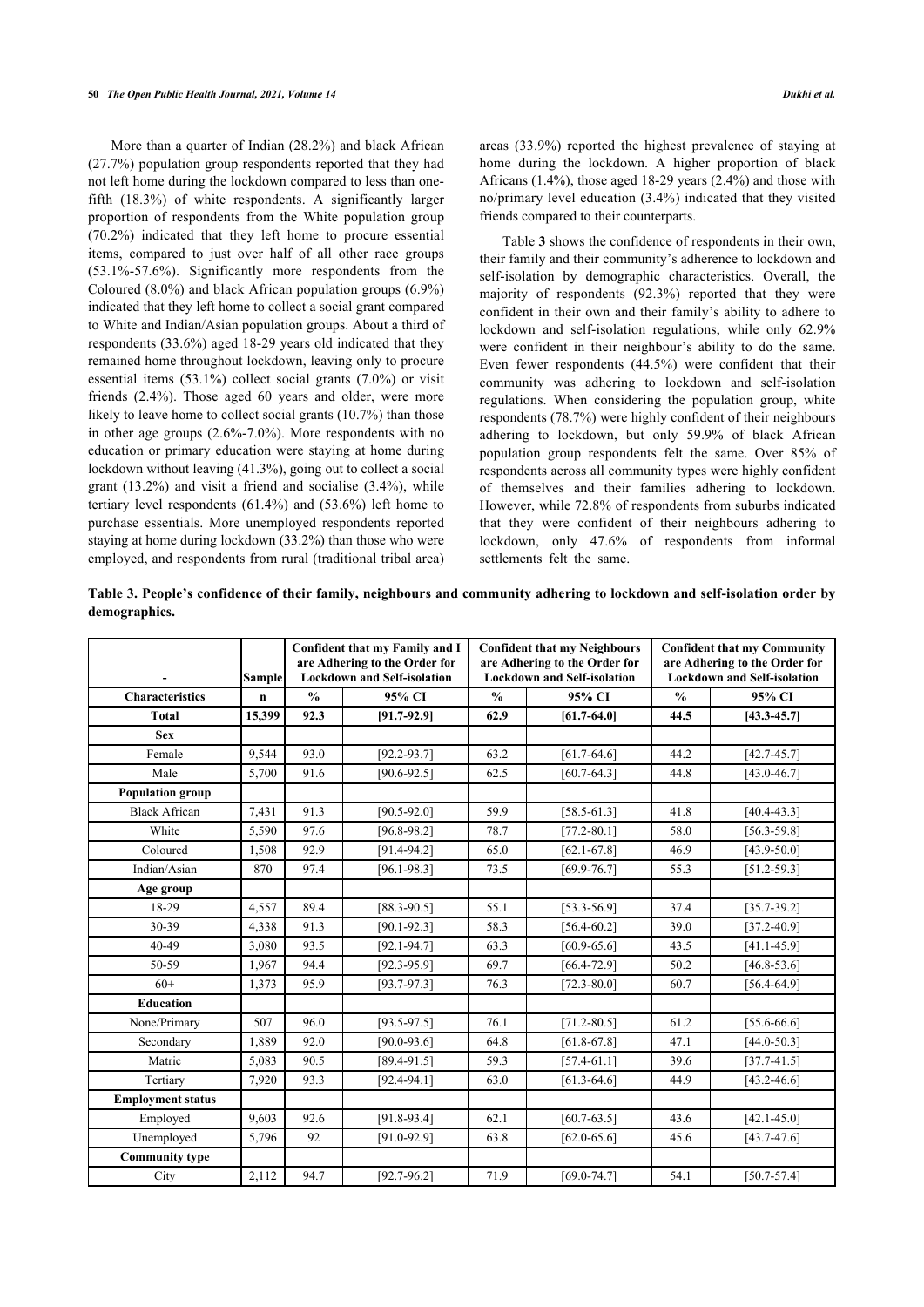More than a quarter of Indian (28.2%) and black African (27.7%) population group respondents reported that they had not left home during the lockdown compared to less than one-fifth (18.3%) of white respondents. A significantly larger proportion of respondents from the White population group (70.2%) indicated that they left home to procure essential items, compared to just over half of all other race groups (53.1%-57.6%). Significantly more respondents from the Coloured (8.0%) and black African population groups (6.9%) indicated that they left home to collect a social grant compared to White and Indian/Asian population groups. About a third of respondents (33.6%) aged 18-29 years old indicated that they remained home throughout lockdown, leaving only to procure essential items (53.1%) collect social grants (7.0%) or visit friends (2.4%). Those aged 60 years and older, were more likely to leave home to collect social grants (10.7%) than those in other age groups (2.6%-7.0%). More respondents with no education or primary education were staying at home during lockdown without leaving (41.3%), going out to collect a social grant (13.2%) and visit a friend and socialise (3.4%), while tertiary level respondents (61.4%) and (53.6%) left home to purchase essentials. More unemployed respondents reported staying at home during lockdown (33.2%) than those who were employed, and respondents from rural (traditional tribal area) areas (33.9%) reported the highest prevalence of staying at home during the lockdown. A higher proportion of black Africans (1.4%), those aged 18-29 years (2.4%) and those with no/primary level education (3.4%) indicated that they visited friends compared to their counterparts.

Table **3** shows the confidence of respondents in their own, their family and their community's adherence to lockdown and self-isolation by demographic characteristics. Overall, the majority of respondents (92.3%) reported that they were confident in their own and their family's ability to adhere to lockdown and self-isolation regulations, while only 62.9% were confident in their neighbour's ability to do the same. Even fewer respondents (44.5%) were confident that their community was adhering to lockdown and self-isolation regulations. When considering the population group, white respondents (78.7%) were highly confident of their neighbours adhering to lockdown, but only 59.9% of black African population group respondents felt the same. Over 85% of respondents across all community types were highly confident of themselves and their families adhering to lockdown. However, while 72.8% of respondents from suburbs indicated that they were confident of their neighbours adhering to lockdown, only 47.6% of respondents from informal settlements felt the same.

**Table 3. People's confidence of their family, neighbours and community adhering to lockdown and self-isolation order by demographics.**

| - | Sample | Confident that my Family and I are Adhering to the Order for Lockdown and Self-isolation | | Confident that my Neighbours are Adhering to the Order for Lockdown and Self-isolation | | Confident that my Community are Adhering to the Order for Lockdown and Self-isolation | |
|---|---|---|---|---|---|---|---|
| **Characteristics** | **n** | **%** | **95% CI** | **%** | **95% CI** | **%** | **95% CI** |
| **Total** | **15,399** | **92.3** | **[91.7-92.9]** | **62.9** | **[61.7-64.0]** | **44.5** | **[43.3-45.7]** |
| **Sex** | | | | | | | |
| Female | 9,544 | 93.0 | [92.2-93.7] | 63.2 | [61.7-64.6] | 44.2 | [42.7-45.7] |
| Male | 5,700 | 91.6 | [90.6-92.5] | 62.5 | [60.7-64.3] | 44.8 | [43.0-46.7] |
| **Population group** | | | | | | | |
| Black African | 7,431 | 91.3 | [90.5-92.0] | 59.9 | [58.5-61.3] | 41.8 | [40.4-43.3] |
| White | 5,590 | 97.6 | [96.8-98.2] | 78.7 | [77.2-80.1] | 58.0 | [56.3-59.8] |
| Coloured | 1,508 | 92.9 | [91.4-94.2] | 65.0 | [62.1-67.8] | 46.9 | [43.9-50.0] |
| Indian/Asian | 870 | 97.4 | [96.1-98.3] | 73.5 | [69.9-76.7] | 55.3 | [51.2-59.3] |
| **Age group** | | | | | | | |
| 18-29 | 4,557 | 89.4 | [88.3-90.5] | 55.1 | [53.3-56.9] | 37.4 | [35.7-39.2] |
| 30-39 | 4,338 | 91.3 | [90.1-92.3] | 58.3 | [56.4-60.2] | 39.0 | [37.2-40.9] |
| 40-49 | 3,080 | 93.5 | [92.1-94.7] | 63.3 | [60.9-65.6] | 43.5 | [41.1-45.9] |
| 50-59 | 1,967 | 94.4 | [92.3-95.9] | 69.7 | [66.4-72.9] | 50.2 | [46.8-53.6] |
| 60+ | 1,373 | 95.9 | [93.7-97.3] | 76.3 | [72.3-80.0] | 60.7 | [56.4-64.9] |
| **Education** | | | | | | | |
| None/Primary | 507 | 96.0 | [93.5-97.5] | 76.1 | [71.2-80.5] | 61.2 | [55.6-66.6] |
| Secondary | 1,889 | 92.0 | [90.0-93.6] | 64.8 | [61.8-67.8] | 47.1 | [44.0-50.3] |
| Matric | 5,083 | 90.5 | [89.4-91.5] | 59.3 | [57.4-61.1] | 39.6 | [37.7-41.5] |
| Tertiary | 7,920 | 93.3 | [92.4-94.1] | 63.0 | [61.3-64.6] | 44.9 | [43.2-46.6] |
| **Employment status** | | | | | | | |
| Employed | 9,603 | 92.6 | [91.8-93.4] | 62.1 | [60.7-63.5] | 43.6 | [42.1-45.0] |
| Unemployed | 5,796 | 92 | [91.0-92.9] | 63.8 | [62.0-65.6] | 45.6 | [43.7-47.6] |
| **Community type** | | | | | | | |
| City | 2,112 | 94.7 | [92.7-96.2] | 71.9 | [69.0-74.7] | 54.1 | [50.7-57.4] |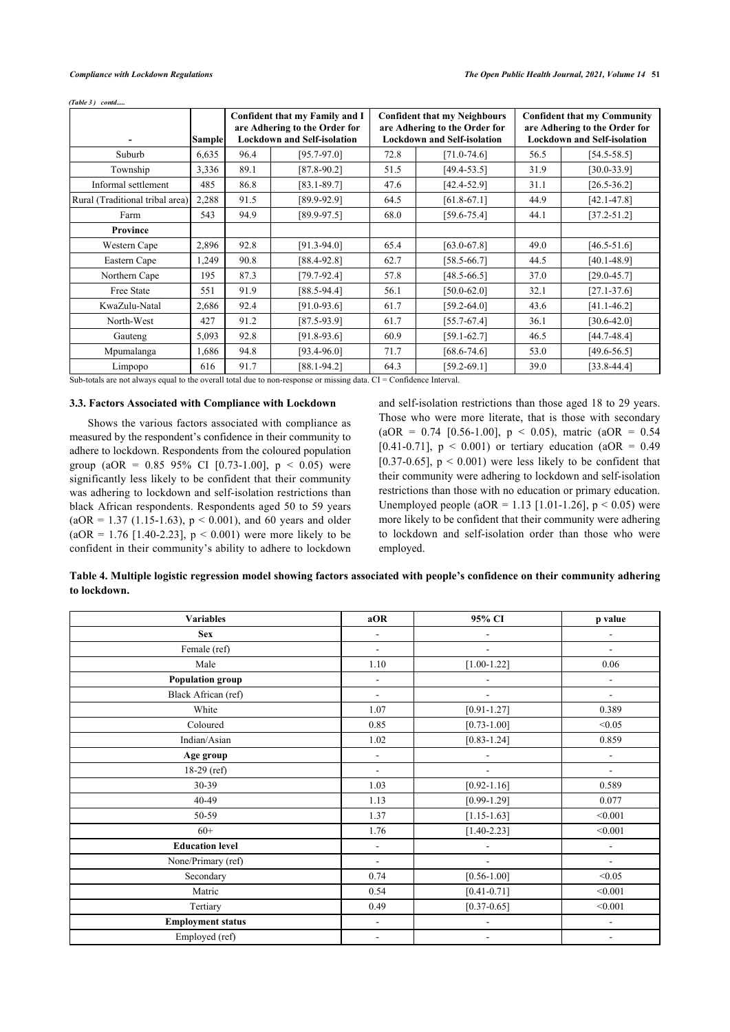*(Table 3 ) contd.....*

| - | Sample | Confident that my Family and I are Adhering to the Order for Lockdown and Self-isolation | | Confident that my Neighbours are Adhering to the Order for Lockdown and Self-isolation | | Confident that my Community are Adhering to the Order for Lockdown and Self-isolation | |
|---|---|---|---|---|---|---|---|
| Suburb | 6,635 | 96.4 | [95.7-97.0] | 72.8 | [71.0-74.6] | 56.5 | [54.5-58.5] |
| Township | 3,336 | 89.1 | [87.8-90.2] | 51.5 | [49.4-53.5] | 31.9 | [30.0-33.9] |
| Informal settlement | 485 | 86.8 | [83.1-89.7] | 47.6 | [42.4-52.9] | 31.1 | [26.5-36.2] |
| Rural (Traditional tribal area) | 2,288 | 91.5 | [89.9-92.9] | 64.5 | [61.8-67.1] | 44.9 | [42.1-47.8] |
| Farm | 543 | 94.9 | [89.9-97.5] | 68.0 | [59.6-75.4] | 44.1 | [37.2-51.2] |
| **Province** | | | | | | | |
| Western Cape | 2,896 | 92.8 | [91.3-94.0] | 65.4 | [63.0-67.8] | 49.0 | [46.5-51.6] |
| Eastern Cape | 1,249 | 90.8 | [88.4-92.8] | 62.7 | [58.5-66.7] | 44.5 | [40.1-48.9] |
| Northern Cape | 195 | 87.3 | [79.7-92.4] | 57.8 | [48.5-66.5] | 37.0 | [29.0-45.7] |
| Free State | 551 | 91.9 | [88.5-94.4] | 56.1 | [50.0-62.0] | 32.1 | [27.1-37.6] |
| KwaZulu-Natal | 2,686 | 92.4 | [91.0-93.6] | 61.7 | [59.2-64.0] | 43.6 | [41.1-46.2] |
| North-West | 427 | 91.2 | [87.5-93.9] | 61.7 | [55.7-67.4] | 36.1 | [30.6-42.0] |
| Gauteng | 5,093 | 92.8 | [91.8-93.6] | 60.9 | [59.1-62.7] | 46.5 | [44.7-48.4] |
| Mpumalanga | 1,686 | 94.8 | [93.4-96.0] | 71.7 | [68.6-74.6] | 53.0 | [49.6-56.5] |
| Limpopo | 616 | 91.7 | [88.1-94.2] | 64.3 | [59.2-69.1] | 39.0 | [33.8-44.4] |

Sub-totals are not always equal to the overall total due to non-response or missing data. CI = Confidence Interval.

### 3.3. Factors Associated with Compliance with Lockdown

Shows the various factors associated with compliance as measured by the respondent's confidence in their community to adhere to lockdown. Respondents from the coloured population group (aOR = 0.85 95% CI [0.73-1.00], $p < 0.05$) were significantly less likely to be confident that their community was adhering to lockdown and self-isolation restrictions than black African respondents. Respondents aged 50 to 59 years (aOR = 1.37 (1.15-1.63), $p < 0.001$), and 60 years and older (aOR = 1.76 [1.40-2.23], $p < 0.001$) were more likely to be confident in their community's ability to adhere to lockdown and self-isolation restrictions than those aged 18 to 29 years. Those who were more literate, that is those with secondary (aOR = 0.74 [0.56-1.00], $p < 0.05$), matric (aOR = 0.54 [0.41-0.71], $p < 0.001$) or tertiary education (aOR = 0.49 [0.37-0.65], $p < 0.001$) were less likely to be confident that their community were adhering to lockdown and self-isolation restrictions than those with no education or primary education. Unemployed people (aOR = 1.13 [1.01-1.26], $p < 0.05$) were more likely to be confident that their community were adhering to lockdown and self-isolation order than those who were employed.

**Table 4. Multiple logistic regression model showing factors associated with people's confidence on their community adhering to lockdown.**

| Variables | aOR | 95% CI | p value |
|---|---|---|---|
| **Sex** | - | - | - |
| Female (ref) | - | - | - |
| Male | 1.10 | [1.00-1.22] | 0.06 |
| **Population group** | - | - | - |
| Black African (ref) | - | - | - |
| White | 1.07 | [0.91-1.27] | 0.389 |
| Coloured | 0.85 | [0.73-1.00] | <0.05 |
| Indian/Asian | 1.02 | [0.83-1.24] | 0.859 |
| **Age group** | - | - | - |
| 18-29 (ref) | - | - | - |
| 30-39 | 1.03 | [0.92-1.16] | 0.589 |
| 40-49 | 1.13 | [0.99-1.29] | 0.077 |
| 50-59 | 1.37 | [1.15-1.63] | <0.001 |
| 60+ | 1.76 | [1.40-2.23] | <0.001 |
| **Education level** | - | - | - |
| None/Primary (ref) | - | - | - |
| Secondary | 0.74 | [0.56-1.00] | <0.05 |
| Matric | 0.54 | [0.41-0.71] | <0.001 |
| Tertiary | 0.49 | [0.37-0.65] | <0.001 |
| **Employment status** | - | - | - |
| Employed (ref) | - | - | - |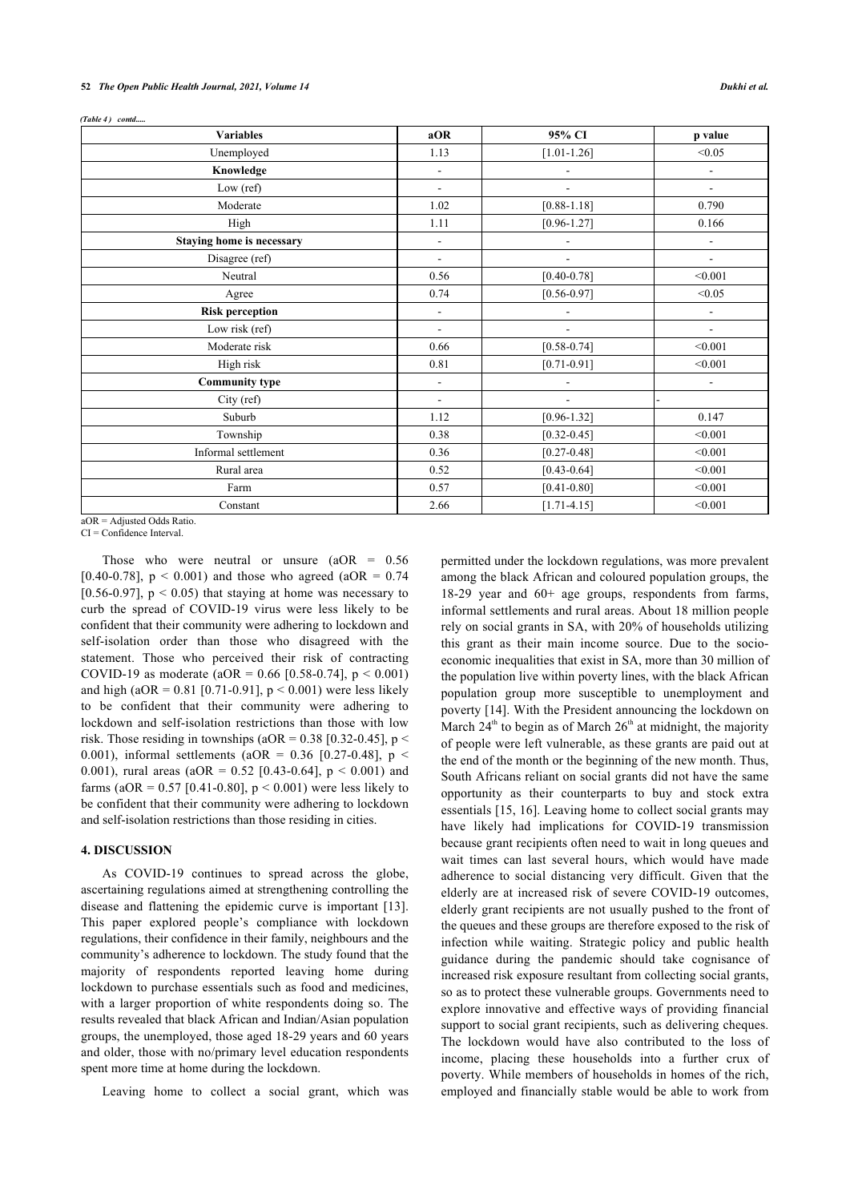*(Table 4 ) contd.....*

| Variables | aOR | 95% CI | p value |
|---|---|---|---|
| Unemployed | 1.13 | [1.01-1.26] | <0.05 |
| **Knowledge** | - | - | - |
| Low (ref) | - | - | - |
| Moderate | 1.02 | [0.88-1.18] | 0.790 |
| High | 1.11 | [0.96-1.27] | 0.166 |
| **Staying home is necessary** | - | - | - |
| Disagree (ref) | - | - | - |
| Neutral | 0.56 | [0.40-0.78] | <0.001 |
| Agree | 0.74 | [0.56-0.97] | <0.05 |
| **Risk perception** | - | - | - |
| Low risk (ref) | - | - | - |
| Moderate risk | 0.66 | [0.58-0.74] | <0.001 |
| High risk | 0.81 | [0.71-0.91] | <0.001 |
| **Community type** | - | - | - |
| City (ref) | - | - | - |
| Suburb | 1.12 | [0.96-1.32] | 0.147 |
| Township | 0.38 | [0.32-0.45] | <0.001 |
| Informal settlement | 0.36 | [0.27-0.48] | <0.001 |
| Rural area | 0.52 | [0.43-0.64] | <0.001 |
| Farm | 0.57 | [0.41-0.80] | <0.001 |
| Constant | 2.66 | [1.71-4.15] | <0.001 |

aOR = Adjusted Odds Ratio.
CI = Confidence Interval.

Those who were neutral or unsure (aOR = 0.56 [0.40-0.78], $p < 0.001$) and those who agreed (aOR = 0.74 [0.56-0.97], $p < 0.05$) that staying at home was necessary to curb the spread of COVID-19 virus were less likely to be confident that their community were adhering to lockdown and self-isolation order than those who disagreed with the statement. Those who perceived their risk of contracting COVID-19 as moderate (aOR = 0.66 [0.58-0.74], $p < 0.001$) and high (aOR = 0.81 [0.71-0.91], $p < 0.001$) were less likely to be confident that their community were adhering to lockdown and self-isolation restrictions than those with low risk. Those residing in townships (aOR = 0.38 [0.32-0.45], $p < 0.001$), informal settlements (aOR = 0.36 [0.27-0.48], $p < 0.001$), rural areas (aOR = 0.52 [0.43-0.64], $p < 0.001$) and farms (aOR = 0.57 [0.41-0.80], $p < 0.001$) were less likely to be confident that their community were adhering to lockdown and self-isolation restrictions than those residing in cities.

## 4. DISCUSSION

As COVID-19 continues to spread across the globe, ascertaining regulations aimed at strengthening controlling the disease and flattening the epidemic curve is important [13]. This paper explored people's compliance with lockdown regulations, their confidence in their family, neighbours and the community's adherence to lockdown. The study found that the majority of respondents reported leaving home during lockdown to purchase essentials such as food and medicines, with a larger proportion of white respondents doing so. The results revealed that black African and Indian/Asian population groups, the unemployed, those aged 18-29 years and 60 years and older, those with no/primary level education respondents spent more time at home during the lockdown.

Leaving home to collect a social grant, which was permitted under the lockdown regulations, was more prevalent among the black African and coloured population groups, the 18-29 year and 60+ age groups, respondents from farms, informal settlements and rural areas. About 18 million people rely on social grants in SA, with 20% of households utilizing this grant as their main income source. Due to the socio-economic inequalities that exist in SA, more than 30 million of the population live within poverty lines, with the black African population group more susceptible to unemployment and poverty [14]. With the President announcing the lockdown on March 24th to begin as of March 26th at midnight, the majority of people were left vulnerable, as these grants are paid out at the end of the month or the beginning of the new month. Thus, South Africans reliant on social grants did not have the same opportunity as their counterparts to buy and stock extra essentials [15, 16]. Leaving home to collect social grants may have likely had implications for COVID-19 transmission because grant recipients often need to wait in long queues and wait times can last several hours, which would have made adherence to social distancing very difficult. Given that the elderly are at increased risk of severe COVID-19 outcomes, elderly grant recipients are not usually pushed to the front of the queues and these groups are therefore exposed to the risk of infection while waiting. Strategic policy and public health guidance during the pandemic should take cognisance of increased risk exposure resultant from collecting social grants, so as to protect these vulnerable groups. Governments need to explore innovative and effective ways of providing financial support to social grant recipients, such as delivering cheques. The lockdown would have also contributed to the loss of income, placing these households into a further crux of poverty. While members of households in homes of the rich, employed and financially stable would be able to work from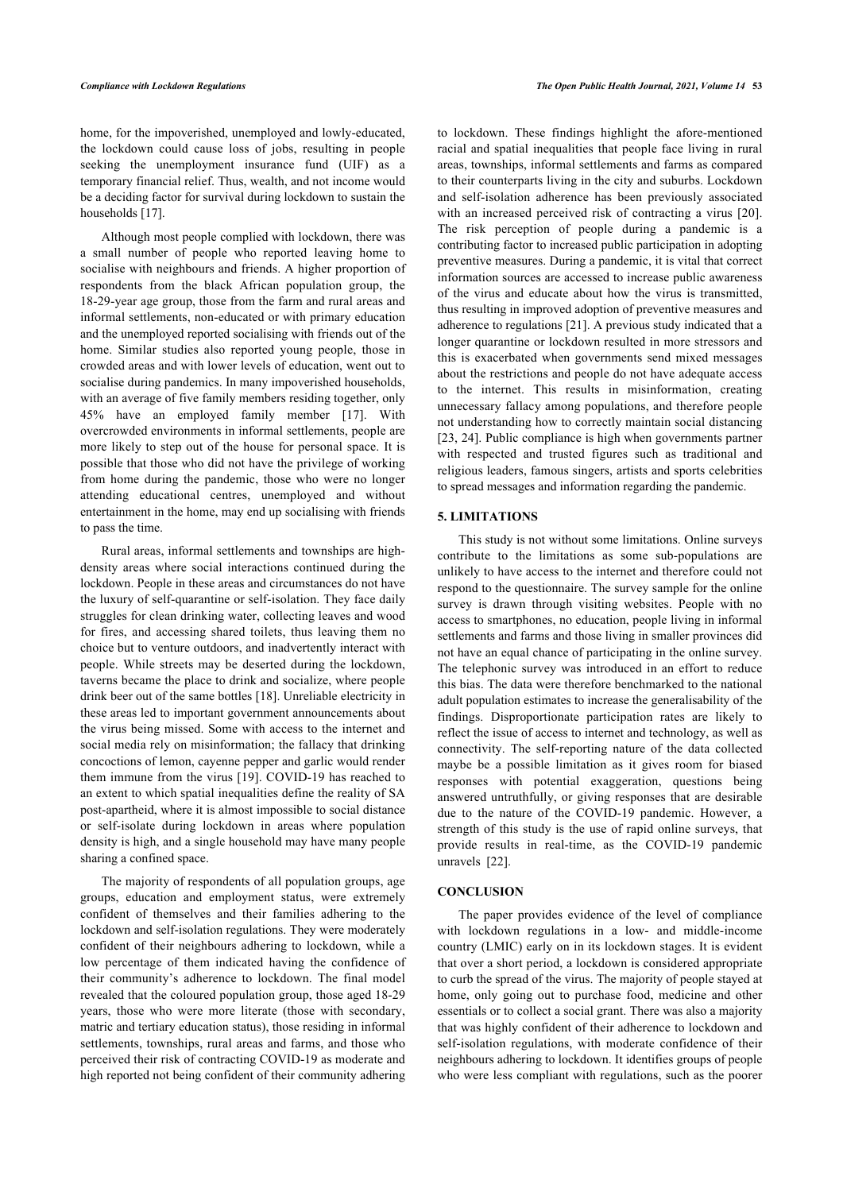home, for the impoverished, unemployed and lowly-educated, the lockdown could cause loss of jobs, resulting in people seeking the unemployment insurance fund (UIF) as a temporary financial relief. Thus, wealth, and not income would be a deciding factor for survival during lockdown to sustain the households [17].

Although most people complied with lockdown, there was a small number of people who reported leaving home to socialise with neighbours and friends. A higher proportion of respondents from the black African population group, the 18-29-year age group, those from the farm and rural areas and informal settlements, non-educated or with primary education and the unemployed reported socialising with friends out of the home. Similar studies also reported young people, those in crowded areas and with lower levels of education, went out to socialise during pandemics. In many impoverished households, with an average of five family members residing together, only 45% have an employed family member [17]. With overcrowded environments in informal settlements, people are more likely to step out of the house for personal space. It is possible that those who did not have the privilege of working from home during the pandemic, those who were no longer attending educational centres, unemployed and without entertainment in the home, may end up socialising with friends to pass the time.

Rural areas, informal settlements and townships are high-density areas where social interactions continued during the lockdown. People in these areas and circumstances do not have the luxury of self-quarantine or self-isolation. They face daily struggles for clean drinking water, collecting leaves and wood for fires, and accessing shared toilets, thus leaving them no choice but to venture outdoors, and inadvertently interact with people. While streets may be deserted during the lockdown, taverns became the place to drink and socialize, where people drink beer out of the same bottles [18]. Unreliable electricity in these areas led to important government announcements about the virus being missed. Some with access to the internet and social media rely on misinformation; the fallacy that drinking concoctions of lemon, cayenne pepper and garlic would render them immune from the virus [19]. COVID-19 has reached to an extent to which spatial inequalities define the reality of SA post-apartheid, where it is almost impossible to social distance or self-isolate during lockdown in areas where population density is high, and a single household may have many people sharing a confined space.

The majority of respondents of all population groups, age groups, education and employment status, were extremely confident of themselves and their families adhering to the lockdown and self-isolation regulations. They were moderately confident of their neighbours adhering to lockdown, while a low percentage of them indicated having the confidence of their community's adherence to lockdown. The final model revealed that the coloured population group, those aged 18-29 years, those who were more literate (those with secondary, matric and tertiary education status), those residing in informal settlements, townships, rural areas and farms, and those who perceived their risk of contracting COVID-19 as moderate and high reported not being confident of their community adhering to lockdown. These findings highlight the afore-mentioned racial and spatial inequalities that people face living in rural areas, townships, informal settlements and farms as compared to their counterparts living in the city and suburbs. Lockdown and self-isolation adherence has been previously associated with an increased perceived risk of contracting a virus [20]. The risk perception of people during a pandemic is a contributing factor to increased public participation in adopting preventive measures. During a pandemic, it is vital that correct information sources are accessed to increase public awareness of the virus and educate about how the virus is transmitted, thus resulting in improved adoption of preventive measures and adherence to regulations [21]. A previous study indicated that a longer quarantine or lockdown resulted in more stressors and this is exacerbated when governments send mixed messages about the restrictions and people do not have adequate access to the internet. This results in misinformation, creating unnecessary fallacy among populations, and therefore people not understanding how to correctly maintain social distancing [23, 24]. Public compliance is high when governments partner with respected and trusted figures such as traditional and religious leaders, famous singers, artists and sports celebrities to spread messages and information regarding the pandemic.

## 5. LIMITATIONS

This study is not without some limitations. Online surveys contribute to the limitations as some sub-populations are unlikely to have access to the internet and therefore could not respond to the questionnaire. The survey sample for the online survey is drawn through visiting websites. People with no access to smartphones, no education, people living in informal settlements and farms and those living in smaller provinces did not have an equal chance of participating in the online survey. The telephonic survey was introduced in an effort to reduce this bias. The data were therefore benchmarked to the national adult population estimates to increase the generalisability of the findings. Disproportionate participation rates are likely to reflect the issue of access to internet and technology, as well as connectivity. The self-reporting nature of the data collected maybe be a possible limitation as it gives room for biased responses with potential exaggeration, questions being answered untruthfully, or giving responses that are desirable due to the nature of the COVID-19 pandemic. However, a strength of this study is the use of rapid online surveys, that provide results in real-time, as the COVID-19 pandemic unravels [22].

## CONCLUSION

The paper provides evidence of the level of compliance with lockdown regulations in a low- and middle-income country (LMIC) early on in its lockdown stages. It is evident that over a short period, a lockdown is considered appropriate to curb the spread of the virus. The majority of people stayed at home, only going out to purchase food, medicine and other essentials or to collect a social grant. There was also a majority that was highly confident of their adherence to lockdown and self-isolation regulations, with moderate confidence of their neighbours adhering to lockdown. It identifies groups of people who were less compliant with regulations, such as the poorer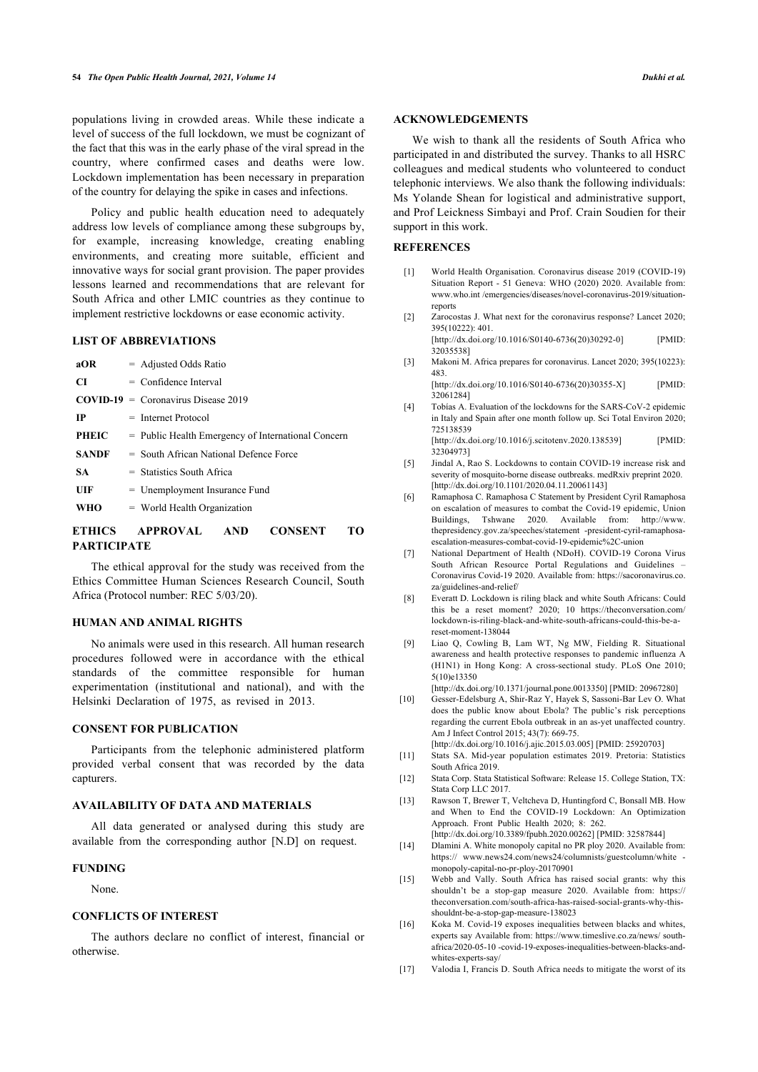populations living in crowded areas. While these indicate a level of success of the full lockdown, we must be cognizant of the fact that this was in the early phase of the viral spread in the country, where confirmed cases and deaths were low. Lockdown implementation has been necessary in preparation of the country for delaying the spike in cases and infections.

Policy and public health education need to adequately address low levels of compliance among these subgroups by, for example, increasing knowledge, creating enabling environments, and creating more suitable, efficient and innovative ways for social grant provision. The paper provides lessons learned and recommendations that are relevant for South Africa and other LMIC countries as they continue to implement restrictive lockdowns or ease economic activity.

## LIST OF ABBREVIATIONS

| | |
|---|---|
| **aOR** | = Adjusted Odds Ratio |
| **CI** | = Confidence Interval |
| **COVID-19** | = Coronavirus Disease 2019 |
| **IP** | = Internet Protocol |
| **PHEIC** | = Public Health Emergency of International Concern |
| **SANDF** | = South African National Defence Force |
| **SA** | = Statistics South Africa |
| **UIF** | = Unemployment Insurance Fund |
| **WHO** | = World Health Organization |

## ETHICS APPROVAL AND CONSENT TO PARTICIPATE

The ethical approval for the study was received from the Ethics Committee Human Sciences Research Council, South Africa (Protocol number: REC 5/03/20).

## HUMAN AND ANIMAL RIGHTS

No animals were used in this research. All human research procedures followed were in accordance with the ethical standards of the committee responsible for human experimentation (institutional and national), and with the Helsinki Declaration of 1975, as revised in 2013.

## CONSENT FOR PUBLICATION

Participants from the telephonic administered platform provided verbal consent that was recorded by the data capturers.

## AVAILABILITY OF DATA AND MATERIALS

All data generated or analysed during this study are available from the corresponding author [N.D] on request.

## FUNDING

None.

## CONFLICTS OF INTEREST

The authors declare no conflict of interest, financial or otherwise.

## ACKNOWLEDGEMENTS

We wish to thank all the residents of South Africa who participated in and distributed the survey. Thanks to all HSRC colleagues and medical students who volunteered to conduct telephonic interviews. We also thank the following individuals: Ms Yolande Shean for logistical and administrative support, and Prof Leickness Simbayi and Prof. Crain Soudien for their support in this work.

## REFERENCES

[1] World Health Organisation. Coronavirus disease 2019 (COVID-19) Situation Report - 51 Geneva: WHO (2020) 2020. Available from: www.who.int /emergencies/diseases/novel-coronavirus-2019/situation-reports

[2] Zarocostas J. What next for the coronavirus response? Lancet 2020; 395(10222): 401. [http://dx.doi.org/10.1016/S0140-6736(20)30292-0] [PMID: 32035538]

[3] Makoni M. Africa prepares for coronavirus. Lancet 2020; 395(10223): 483. [http://dx.doi.org/10.1016/S0140-6736(20)30355-X] [PMID: 32061284]

[4] Tobías A. Evaluation of the lockdowns for the SARS-CoV-2 epidemic in Italy and Spain after one month follow up. Sci Total Environ 2020; 725138539 [http://dx.doi.org/10.1016/j.scitotenv.2020.138539] [PMID: 32304973]

[5] Jindal A, Rao S. Lockdowns to contain COVID-19 increase risk and severity of mosquito-borne disease outbreaks. medRxiv preprint 2020. [http://dx.doi.org/10.1101/2020.04.11.20061143]

[6] Ramaphosa C. Ramaphosa C Statement by President Cyril Ramaphosa on escalation of measures to combat the Covid-19 epidemic, Union Buildings, Tshwane 2020. Available from: http://www.thepresidency.gov.za/speeches/statement -president-cyril-ramaphosa-escalation-measures-combat-covid-19-epidemic%2C-union

[7] National Department of Health (NDoH). COVID-19 Corona Virus South African Resource Portal Regulations and Guidelines – Coronavirus Covid-19 2020. Available from: https://sacoronavirus.co.za/guidelines-and-relief/

[8] Everatt D. Lockdown is riling black and white South Africans: Could this be a reset moment? 2020; 10 https://theconversation.com/lockdown-is-riling-black-and-white-south-africans-could-this-be-a-reset-moment-138044

[9] Liao Q, Cowling B, Lam WT, Ng MW, Fielding R. Situational awareness and health protective responses to pandemic influenza A (H1N1) in Hong Kong: A cross-sectional study. PLoS One 2010; 5(10)e13350 [http://dx.doi.org/10.1371/journal.pone.0013350] [PMID: 20967280]

[10] Gesser-Edelsburg A, Shir-Raz Y, Hayek S, Sassoni-Bar Lev O. What does the public know about Ebola? The public's risk perceptions regarding the current Ebola outbreak in an as-yet unaffected country. Am J Infect Control 2015; 43(7): 669-75. [http://dx.doi.org/10.1016/j.ajic.2015.03.005] [PMID: 25920703]

[11] Stats SA. Mid-year population estimates 2019. Pretoria: Statistics South Africa 2019.

[12] Stata Corp. Stata Statistical Software: Release 15. College Station, TX: Stata Corp LLC 2017.

[13] Rawson T, Brewer T, Veltcheva D, Huntingford C, Bonsall MB. How and When to End the COVID-19 Lockdown: An Optimization Approach. Front Public Health 2020; 8: 262. [http://dx.doi.org/10.3389/fpubh.2020.00262] [PMID: 32587844]

[14] Dlamini A. White monopoly capital no PR ploy 2020. Available from: https:// www.news24.com/news24/columnists/guestcolumn/white -monopoly-capital-no-pr-ploy-20170901

[15] Webb and Vally. South Africa has raised social grants: why this shouldn't be a stop-gap measure 2020. Available from: https:// theconversation.com/south-africa-has-raised-social-grants-why-this-shouldnt-be-a-stop-gap-measure-138023

[16] Koka M. Covid-19 exposes inequalities between blacks and whites, experts say Available from: https://www.timeslive.co.za/news/ south-africa/2020-05-10 -covid-19-exposes-inequalities-between-blacks-and-whites-experts-say/

[17] Valodia I, Francis D. South Africa needs to mitigate the worst of its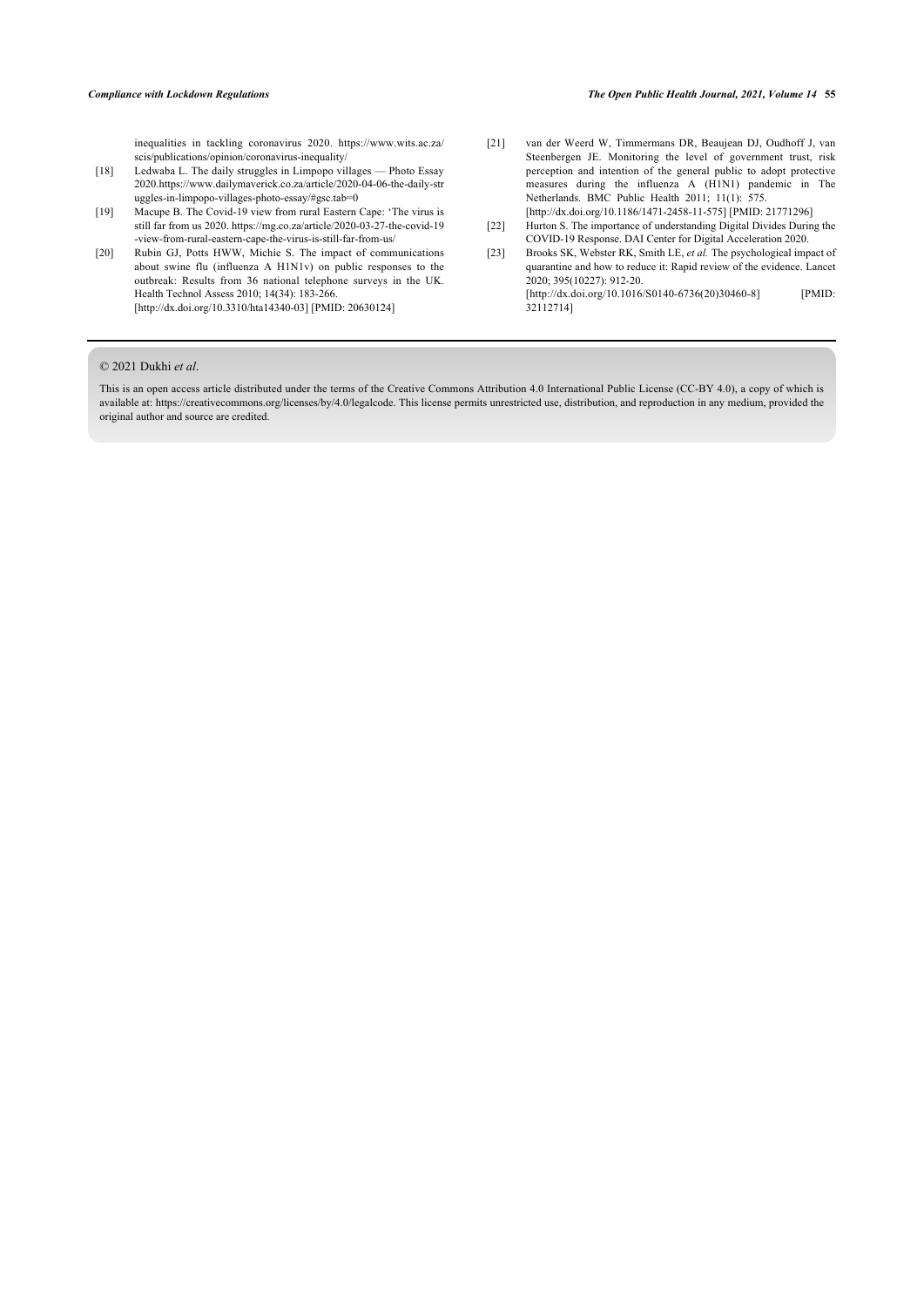inequalities in tackling coronavirus 2020. https://www.wits.ac.za/scis/publications/opinion/coronavirus-inequality/

[18] Ledwaba L. The daily struggles in Limpopo villages — Photo Essay 2020.https://www.dailymaverick.co.za/article/2020-04-06-the-daily-struggles-in-limpopo-villages-photo-essay/#gsc.tab=0

[19] Macupe B. The Covid-19 view from rural Eastern Cape: 'The virus is still far from us 2020. https://mg.co.za/article/2020-03-27-the-covid-19-view-from-rural-eastern-cape-the-virus-is-still-far-from-us/

[20] Rubin GJ, Potts HWW, Michie S. The impact of communications about swine flu (influenza A H1N1v) on public responses to the outbreak: Results from 36 national telephone surveys in the UK. Health Technol Assess 2010; 14(34): 183-266. [http://dx.doi.org/10.3310/hta14340-03] [PMID: 20630124]

[21] van der Weerd W, Timmermans DR, Beaujean DJ, Oudhoff J, van Steenbergen JE. Monitoring the level of government trust, risk perception and intention of the general public to adopt protective measures during the influenza A (H1N1) pandemic in The Netherlands. BMC Public Health 2011; 11(1): 575. [http://dx.doi.org/10.1186/1471-2458-11-575] [PMID: 21771296]

[22] Hurton S. The importance of understanding Digital Divides During the COVID-19 Response. DAI Center for Digital Acceleration 2020.

[23] Brooks SK, Webster RK, Smith LE, *et al.* The psychological impact of quarantine and how to reduce it: Rapid review of the evidence. Lancet 2020; 395(10227): 912-20. [http://dx.doi.org/10.1016/S0140-6736(20)30460-8] [PMID: 32112714]

© 2021 Dukhi *et al*.

This is an open access article distributed under the terms of the Creative Commons Attribution 4.0 International Public License (CC-BY 4.0), a copy of which is available at: https://creativecommons.org/licenses/by/4.0/legalcode. This license permits unrestricted use, distribution, and reproduction in any medium, provided the original author and source are credited.